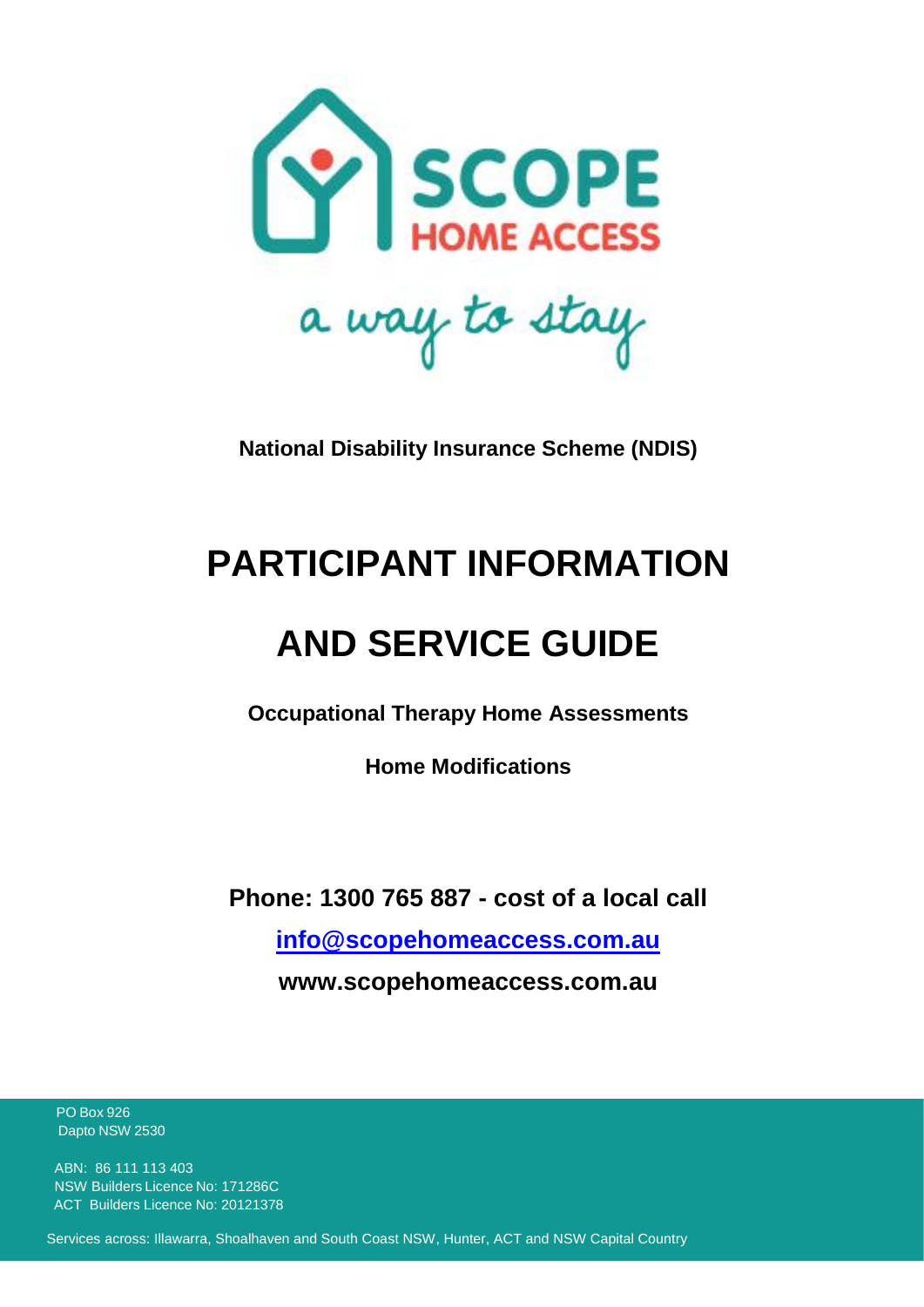SCOPE

HOME ACCESS

a way to stay

**National Disability Insurance Scheme (NDIS)**

# PARTICIPANT INFORMATION

# AND SERVICE GUIDE

**Occupational Therapy Home Assessments**

**Home Modifications**

**Phone: 1300 765 887 - cost of a local call**

**info@scopehomeaccess.com.au**

**www.scopehomeaccess.com.au**

PO Box 926
Dapto NSW 2530

ABN: 86 111 113 403
NSW Builders Licence No: 171286C
ACT Builders Licence No: 20121378

Services across: Illawarra, Shoalhaven and South Coast NSW, Hunter, ACT and NSW Capital Country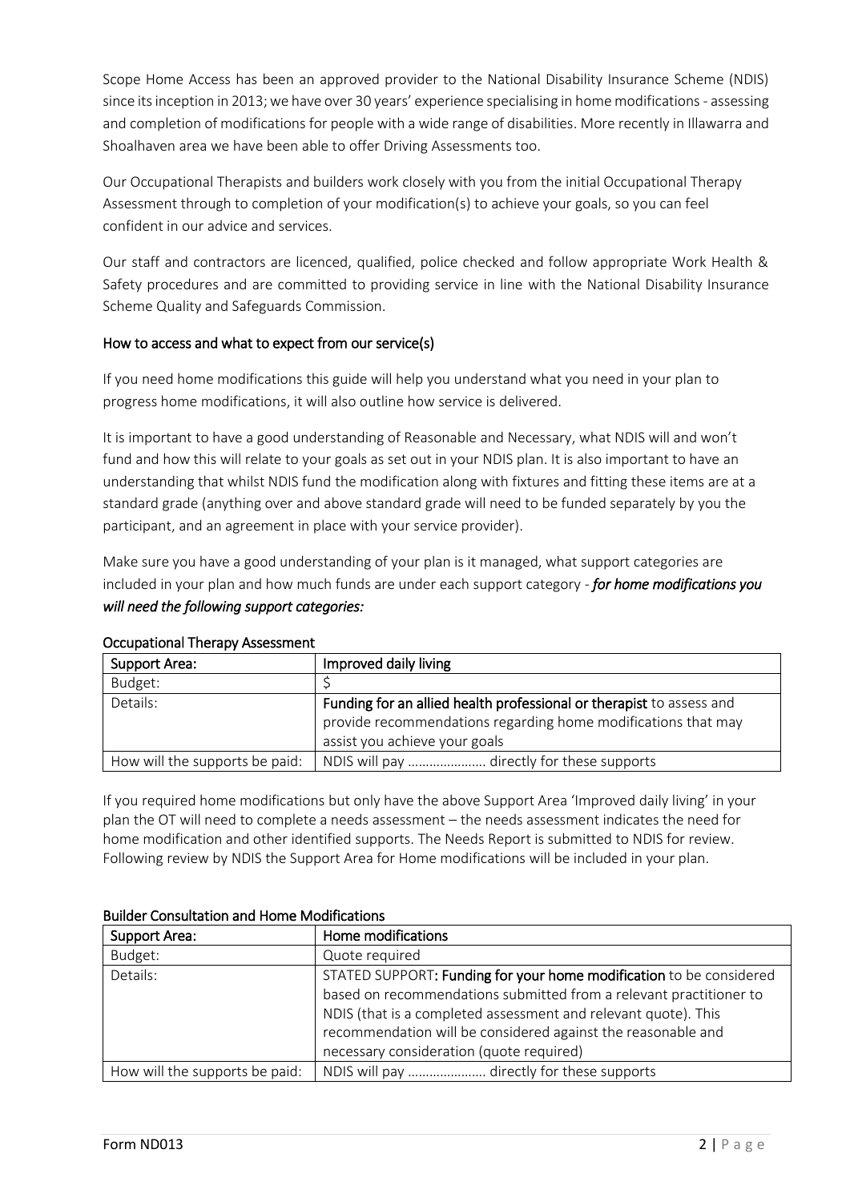Scope Home Access has been an approved provider to the National Disability Insurance Scheme (NDIS) since its inception in 2013; we have over 30 years' experience specialising in home modifications - assessing and completion of modifications for people with a wide range of disabilities. More recently in Illawarra and Shoalhaven area we have been able to offer Driving Assessments too.

Our Occupational Therapists and builders work closely with you from the initial Occupational Therapy Assessment through to completion of your modification(s) to achieve your goals, so you can feel confident in our advice and services.

Our staff and contractors are licenced, qualified, police checked and follow appropriate Work Health & Safety procedures and are committed to providing service in line with the National Disability Insurance Scheme Quality and Safeguards Commission.

## How to access and what to expect from our service(s)

If you need home modifications this guide will help you understand what you need in your plan to progress home modifications, it will also outline how service is delivered.

It is important to have a good understanding of Reasonable and Necessary, what NDIS will and won't fund and how this will relate to your goals as set out in your NDIS plan. It is also important to have an understanding that whilst NDIS fund the modification along with fixtures and fitting these items are at a standard grade (anything over and above standard grade will need to be funded separately by you the participant, and an agreement in place with your service provider).

Make sure you have a good understanding of your plan is it managed, what support categories are included in your plan and how much funds are under each support category - ***for home modifications you will need the following support categories:***

### Occupational Therapy Assessment

| Support Area: | Improved daily living |
|---|---|
| Budget: | $ |
| Details: | **Funding for an allied health professional or therapist** to assess and provide recommendations regarding home modifications that may assist you achieve your goals |
| How will the supports be paid: | NDIS will pay …………………. directly for these supports |

If you required home modifications but only have the above Support Area 'Improved daily living' in your plan the OT will need to complete a needs assessment – the needs assessment indicates the need for home modification and other identified supports. The Needs Report is submitted to NDIS for review. Following review by NDIS the Support Area for Home modifications will be included in your plan.

### Builder Consultation and Home Modifications

| Support Area: | Home modifications |
|---|---|
| Budget: | Quote required |
| Details: | STATED SUPPORT: **Funding for your home modification** to be considered based on recommendations submitted from a relevant practitioner to NDIS (that is a completed assessment and relevant quote). This recommendation will be considered against the reasonable and necessary consideration (quote required) |
| How will the supports be paid: | NDIS will pay …………………. directly for these supports |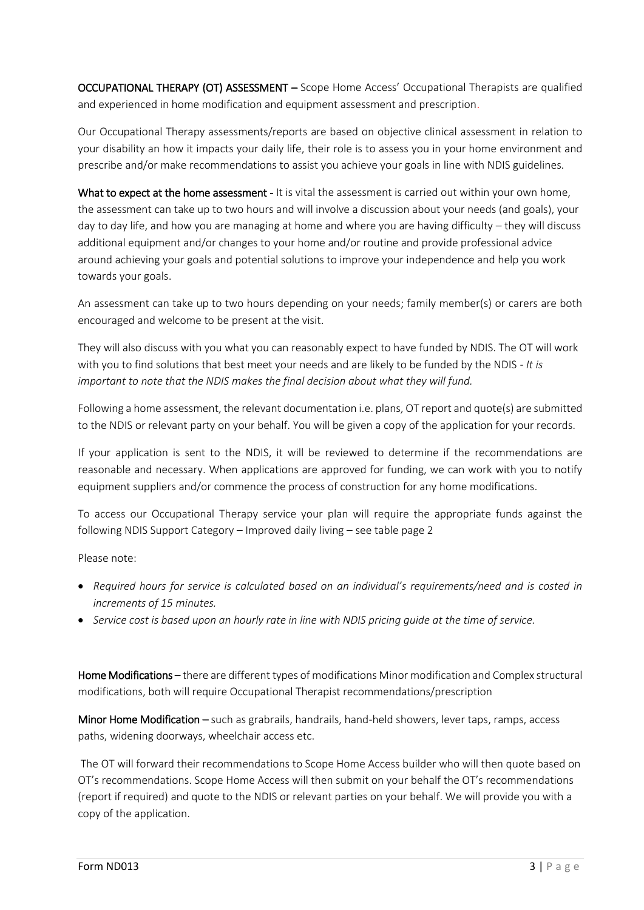**OCCUPATIONAL THERAPY (OT) ASSESSMENT –** Scope Home Access' Occupational Therapists are qualified and experienced in home modification and equipment assessment and prescription.

Our Occupational Therapy assessments/reports are based on objective clinical assessment in relation to your disability an how it impacts your daily life, their role is to assess you in your home environment and prescribe and/or make recommendations to assist you achieve your goals in line with NDIS guidelines.

**What to expect at the home assessment -** It is vital the assessment is carried out within your own home, the assessment can take up to two hours and will involve a discussion about your needs (and goals), your day to day life, and how you are managing at home and where you are having difficulty – they will discuss additional equipment and/or changes to your home and/or routine and provide professional advice around achieving your goals and potential solutions to improve your independence and help you work towards your goals.

An assessment can take up to two hours depending on your needs; family member(s) or carers are both encouraged and welcome to be present at the visit.

They will also discuss with you what you can reasonably expect to have funded by NDIS. The OT will work with you to find solutions that best meet your needs and are likely to be funded by the NDIS - *It is important to note that the NDIS makes the final decision about what they will fund.*

Following a home assessment, the relevant documentation i.e. plans, OT report and quote(s) are submitted to the NDIS or relevant party on your behalf. You will be given a copy of the application for your records.

If your application is sent to the NDIS, it will be reviewed to determine if the recommendations are reasonable and necessary. When applications are approved for funding, we can work with you to notify equipment suppliers and/or commence the process of construction for any home modifications.

To access our Occupational Therapy service your plan will require the appropriate funds against the following NDIS Support Category – Improved daily living – see table page 2

Please note:

- *Required hours for service is calculated based on an individual's requirements/need and is costed in increments of 15 minutes.*
- *Service cost is based upon an hourly rate in line with NDIS pricing guide at the time of service.*

**Home Modifications** – there are different types of modifications Minor modification and Complex structural modifications, both will require Occupational Therapist recommendations/prescription

**Minor Home Modification –** such as grabrails, handrails, hand-held showers, lever taps, ramps, access paths, widening doorways, wheelchair access etc.

The OT will forward their recommendations to Scope Home Access builder who will then quote based on OT's recommendations. Scope Home Access will then submit on your behalf the OT's recommendations (report if required) and quote to the NDIS or relevant parties on your behalf. We will provide you with a copy of the application.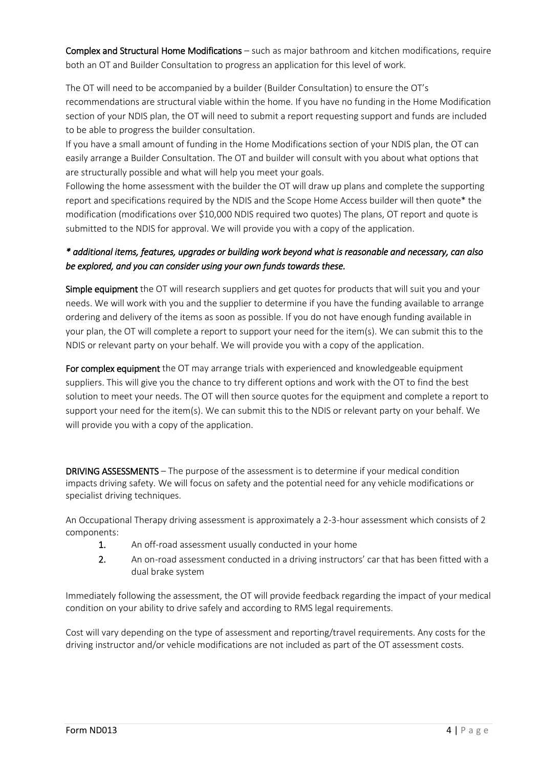**Complex and Structural Home Modifications** – such as major bathroom and kitchen modifications, require both an OT and Builder Consultation to progress an application for this level of work.

The OT will need to be accompanied by a builder (Builder Consultation) to ensure the OT's recommendations are structural viable within the home. If you have no funding in the Home Modification section of your NDIS plan, the OT will need to submit a report requesting support and funds are included to be able to progress the builder consultation.

If you have a small amount of funding in the Home Modifications section of your NDIS plan, the OT can easily arrange a Builder Consultation. The OT and builder will consult with you about what options that are structurally possible and what will help you meet your goals.

Following the home assessment with the builder the OT will draw up plans and complete the supporting report and specifications required by the NDIS and the Scope Home Access builder will then quote* the modification (modifications over $10,000 NDIS required two quotes) The plans, OT report and quote is submitted to the NDIS for approval. We will provide you with a copy of the application.

***** *additional items, features, upgrades or building work beyond what is reasonable and necessary, can also be explored, and you can consider using your own funds towards these.*

**Simple equipment** the OT will research suppliers and get quotes for products that will suit you and your needs. We will work with you and the supplier to determine if you have the funding available to arrange ordering and delivery of the items as soon as possible. If you do not have enough funding available in your plan, the OT will complete a report to support your need for the item(s). We can submit this to the NDIS or relevant party on your behalf. We will provide you with a copy of the application.

**For complex equipment** the OT may arrange trials with experienced and knowledgeable equipment suppliers. This will give you the chance to try different options and work with the OT to find the best solution to meet your needs. The OT will then source quotes for the equipment and complete a report to support your need for the item(s). We can submit this to the NDIS or relevant party on your behalf. We will provide you with a copy of the application.

**DRIVING ASSESSMENTS** – The purpose of the assessment is to determine if your medical condition impacts driving safety. We will focus on safety and the potential need for any vehicle modifications or specialist driving techniques.

An Occupational Therapy driving assessment is approximately a 2-3-hour assessment which consists of 2 components:

1. An off-road assessment usually conducted in your home
2. An on-road assessment conducted in a driving instructors' car that has been fitted with a dual brake system

Immediately following the assessment, the OT will provide feedback regarding the impact of your medical condition on your ability to drive safely and according to RMS legal requirements.

Cost will vary depending on the type of assessment and reporting/travel requirements. Any costs for the driving instructor and/or vehicle modifications are not included as part of the OT assessment costs.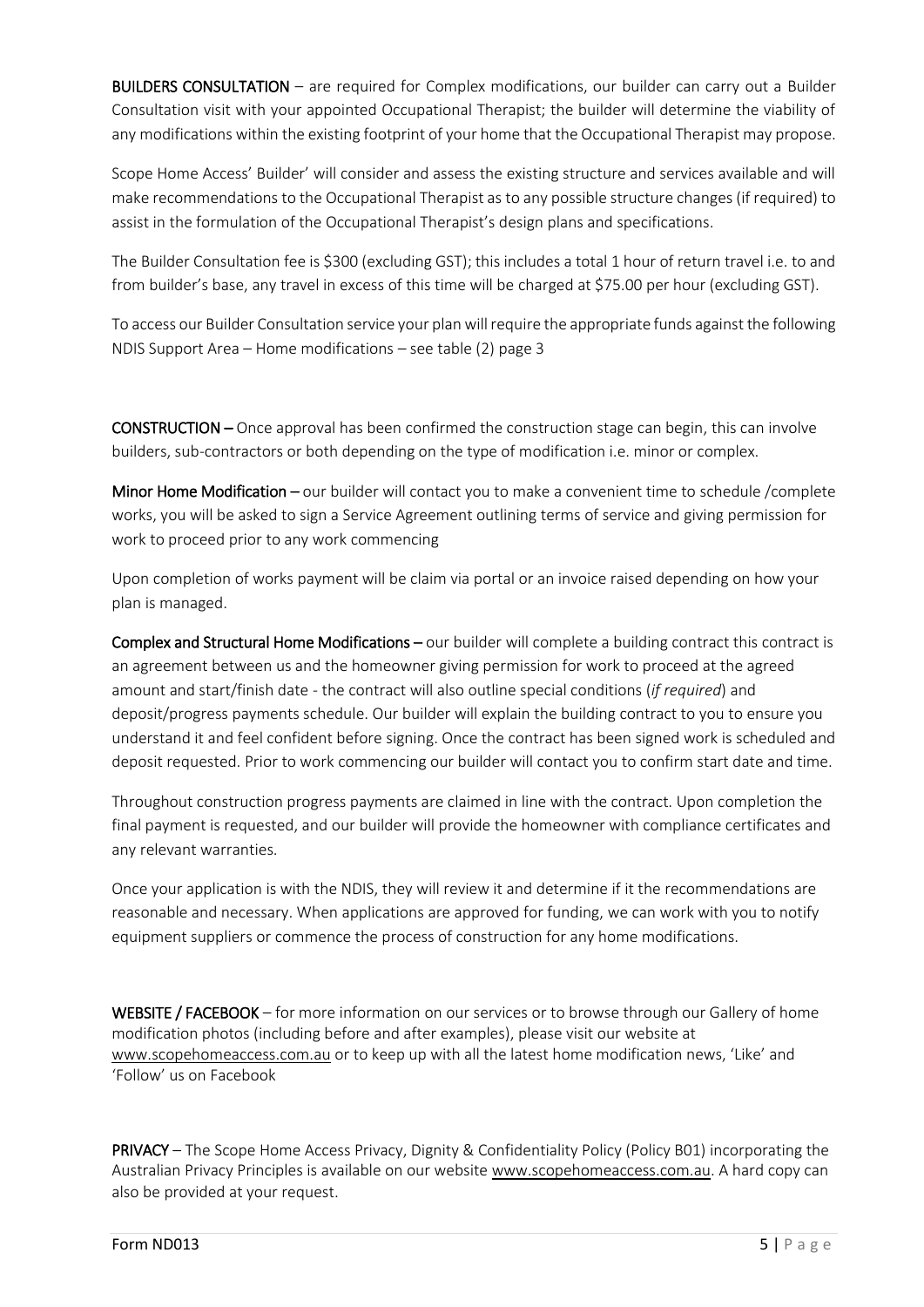**BUILDERS CONSULTATION** – are required for Complex modifications, our builder can carry out a Builder Consultation visit with your appointed Occupational Therapist; the builder will determine the viability of any modifications within the existing footprint of your home that the Occupational Therapist may propose.

Scope Home Access' Builder' will consider and assess the existing structure and services available and will make recommendations to the Occupational Therapist as to any possible structure changes (if required) to assist in the formulation of the Occupational Therapist's design plans and specifications.

The Builder Consultation fee is $300 (excluding GST); this includes a total 1 hour of return travel i.e. to and from builder's base, any travel in excess of this time will be charged at $75.00 per hour (excluding GST).

To access our Builder Consultation service your plan will require the appropriate funds against the following NDIS Support Area – Home modifications – see table (2) page 3

**CONSTRUCTION** – Once approval has been confirmed the construction stage can begin, this can involve builders, sub-contractors or both depending on the type of modification i.e. minor or complex.

**Minor Home Modification** – our builder will contact you to make a convenient time to schedule /complete works, you will be asked to sign a Service Agreement outlining terms of service and giving permission for work to proceed prior to any work commencing

Upon completion of works payment will be claim via portal or an invoice raised depending on how your plan is managed.

**Complex and Structural Home Modifications** – our builder will complete a building contract this contract is an agreement between us and the homeowner giving permission for work to proceed at the agreed amount and start/finish date - the contract will also outline special conditions (*if required*) and deposit/progress payments schedule. Our builder will explain the building contract to you to ensure you understand it and feel confident before signing. Once the contract has been signed work is scheduled and deposit requested. Prior to work commencing our builder will contact you to confirm start date and time.

Throughout construction progress payments are claimed in line with the contract. Upon completion the final payment is requested, and our builder will provide the homeowner with compliance certificates and any relevant warranties.

Once your application is with the NDIS, they will review it and determine if it the recommendations are reasonable and necessary. When applications are approved for funding, we can work with you to notify equipment suppliers or commence the process of construction for any home modifications.

**WEBSITE / FACEBOOK** – for more information on our services or to browse through our Gallery of home modification photos (including before and after examples), please visit our website at www.scopehomeaccess.com.au or to keep up with all the latest home modification news, 'Like' and 'Follow' us on Facebook

**PRIVACY** – The Scope Home Access Privacy, Dignity & Confidentiality Policy (Policy B01) incorporating the Australian Privacy Principles is available on our website www.scopehomeaccess.com.au. A hard copy can also be provided at your request.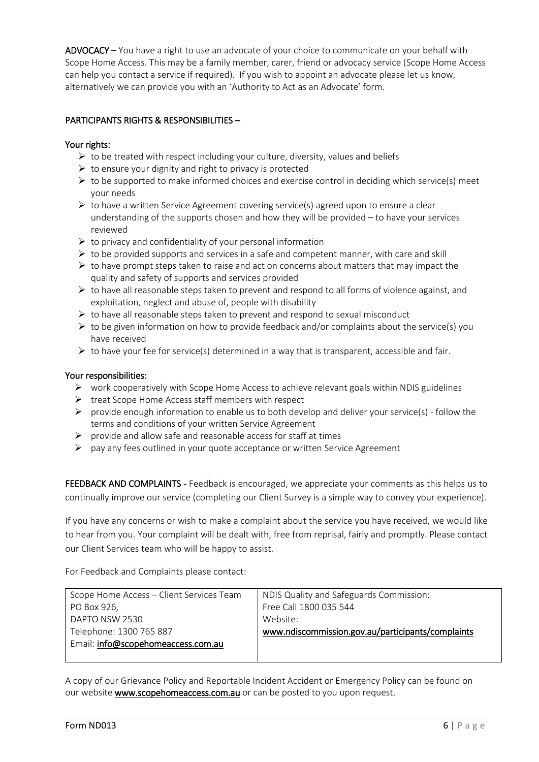**ADVOCACY** – You have a right to use an advocate of your choice to communicate on your behalf with Scope Home Access. This may be a family member, carer, friend or advocacy service (Scope Home Access can help you contact a service if required). If you wish to appoint an advocate please let us know, alternatively we can provide you with an 'Authority to Act as an Advocate' form.

**PARTICIPANTS RIGHTS & RESPONSIBILITIES –**

**Your rights:**

- to be treated with respect including your culture, diversity, values and beliefs
- to ensure your dignity and right to privacy is protected
- to be supported to make informed choices and exercise control in deciding which service(s) meet your needs
- to have a written Service Agreement covering service(s) agreed upon to ensure a clear understanding of the supports chosen and how they will be provided – to have your services reviewed
- to privacy and confidentiality of your personal information
- to be provided supports and services in a safe and competent manner, with care and skill
- to have prompt steps taken to raise and act on concerns about matters that may impact the quality and safety of supports and services provided
- to have all reasonable steps taken to prevent and respond to all forms of violence against, and exploitation, neglect and abuse of, people with disability
- to have all reasonable steps taken to prevent and respond to sexual misconduct
- to be given information on how to provide feedback and/or complaints about the service(s) you have received
- to have your fee for service(s) determined in a way that is transparent, accessible and fair.

**Your responsibilities:**

- work cooperatively with Scope Home Access to achieve relevant goals within NDIS guidelines
- treat Scope Home Access staff members with respect
- provide enough information to enable us to both develop and deliver your service(s) - follow the terms and conditions of your written Service Agreement
- provide and allow safe and reasonable access for staff at times
- pay any fees outlined in your quote acceptance or written Service Agreement

**FEEDBACK AND COMPLAINTS** - Feedback is encouraged, we appreciate your comments as this helps us to continually improve our service (completing our Client Survey is a simple way to convey your experience).

If you have any concerns or wish to make a complaint about the service you have received, we would like to hear from you. Your complaint will be dealt with, free from reprisal, fairly and promptly. Please contact our Client Services team who will be happy to assist.

For Feedback and Complaints please contact:

| Scope Home Access – Client Services Team | NDIS Quality and Safeguards Commission: |
|---|---|
| PO Box 926, | Free Call 1800 035 544 |
| DAPTO NSW 2530 | Website: |
| Telephone: 1300 765 887 | www.ndiscommission.gov.au/participants/complaints |
| Email: info@scopehomeaccess.com.au | |

A copy of our Grievance Policy and Reportable Incident Accident or Emergency Policy can be found on our website **www.scopehomeaccess.com.au** or can be posted to you upon request.

Form ND013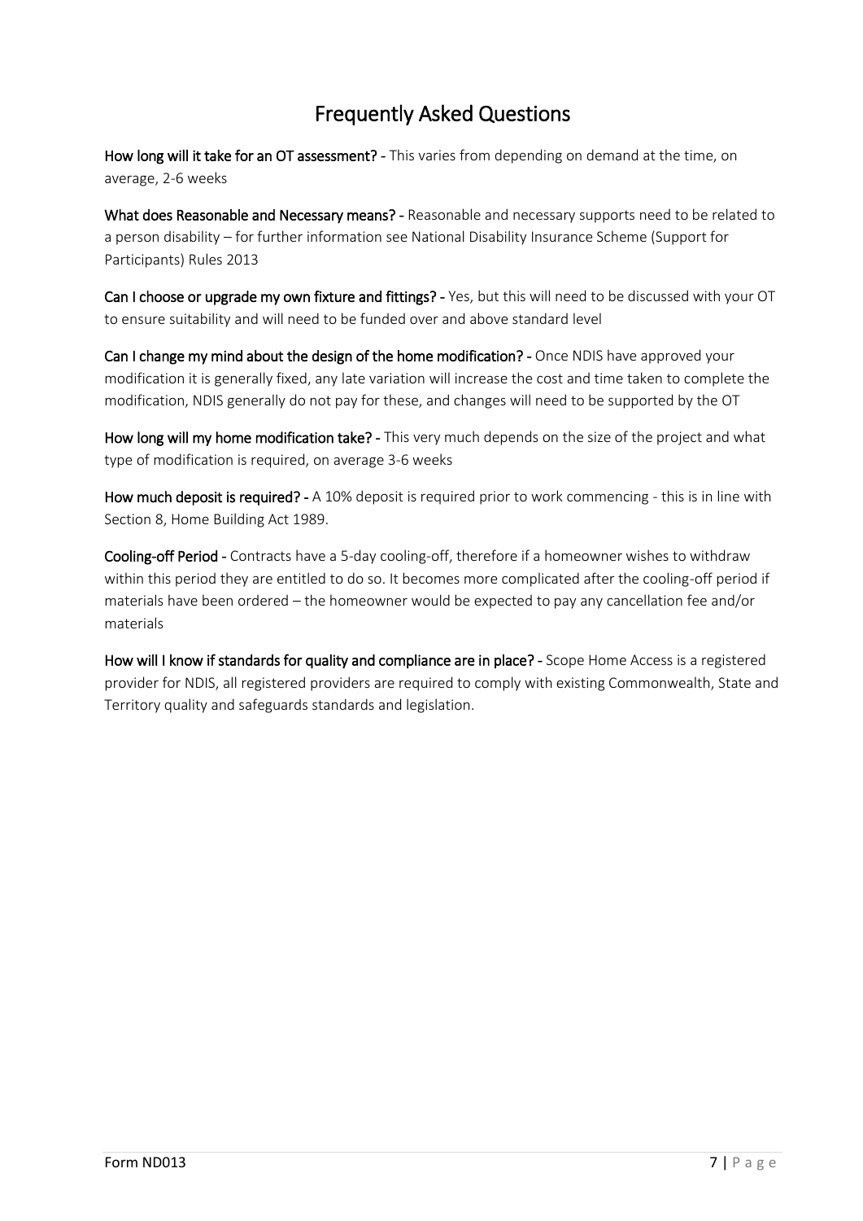# Frequently Asked Questions

**How long will it take for an OT assessment? -** This varies from depending on demand at the time, on average, 2-6 weeks

**What does Reasonable and Necessary means? -** Reasonable and necessary supports need to be related to a person disability – for further information see National Disability Insurance Scheme (Support for Participants) Rules 2013

**Can I choose or upgrade my own fixture and fittings? -** Yes, but this will need to be discussed with your OT to ensure suitability and will need to be funded over and above standard level

**Can I change my mind about the design of the home modification? -** Once NDIS have approved your modification it is generally fixed, any late variation will increase the cost and time taken to complete the modification, NDIS generally do not pay for these, and changes will need to be supported by the OT

**How long will my home modification take? -** This very much depends on the size of the project and what type of modification is required, on average 3-6 weeks

**How much deposit is required? -** A 10% deposit is required prior to work commencing - this is in line with Section 8, Home Building Act 1989.

**Cooling-off Period -** Contracts have a 5-day cooling-off, therefore if a homeowner wishes to withdraw within this period they are entitled to do so. It becomes more complicated after the cooling-off period if materials have been ordered – the homeowner would be expected to pay any cancellation fee and/or materials

**How will I know if standards for quality and compliance are in place? -** Scope Home Access is a registered provider for NDIS, all registered providers are required to comply with existing Commonwealth, State and Territory quality and safeguards standards and legislation.